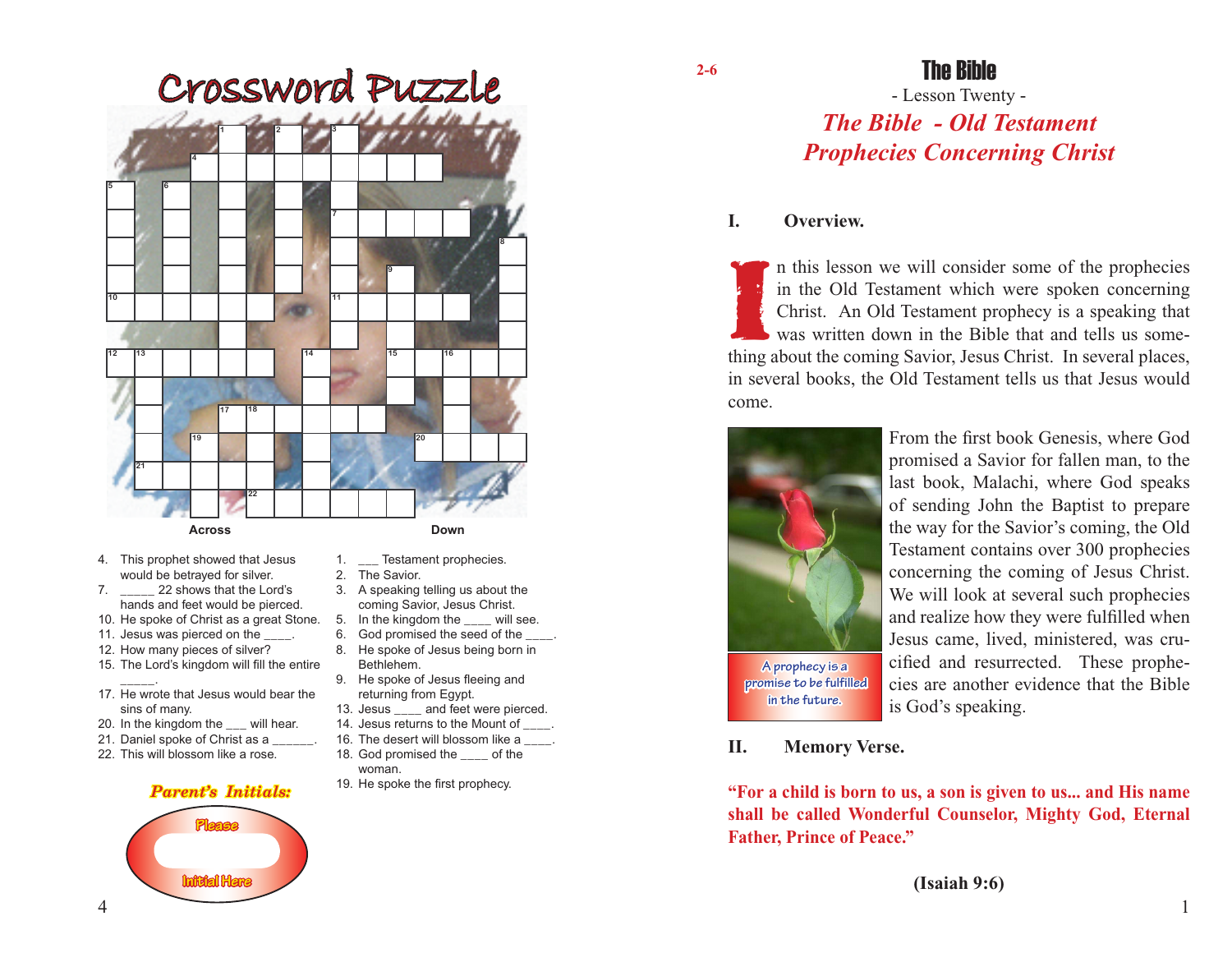# Crossword Puzzle

**Across**

4. This prophet showed that Jesus would be betrayed for silver.
7. _____ 22 shows that the Lord's hands and feet would be pierced.
10. He spoke of Christ as a great Stone.
11. Jesus was pierced on the ____.
12. How many pieces of silver?
15. The Lord's kingdom will fill the entire _____.
17. He wrote that Jesus would bear the sins of many.
20. In the kingdom the ___ will hear.
21. Daniel spoke of Christ as a ______.
22. This will blossom like a rose.

**Down**

1. ___ Testament prophecies.
2. The Savior.
3. A speaking telling us about the coming Savior, Jesus Christ.
5. In the kingdom the ____ will see.
6. God promised the seed of the ____.
8. He spoke of Jesus being born in Bethlehem.
9. He spoke of Jesus fleeing and returning from Egypt.
13. Jesus ____ and feet were pierced.
14. Jesus returns to the Mount of ____.
16. The desert will blossom like a ____.
18. God promised the ____ of the woman.
19. He spoke the first prophecy.

***Parent's Initials:***

Please

Initial Here

2-6

# The Bible

- Lesson Twenty -

## *The Bible - Old Testament Prophecies Concerning Christ*

### I. Overview.

In this lesson we will consider some of the prophecies in the Old Testament which were spoken concerning Christ. An Old Testament prophecy is a speaking that was written down in the Bible that and tells us something about the coming Savior, Jesus Christ. In several places, in several books, the Old Testament tells us that Jesus would come.

A prophecy is a promise to be fulfilled in the future.

From the first book Genesis, where God promised a Savior for fallen man, to the last book, Malachi, where God speaks of sending John the Baptist to prepare the way for the Savior's coming, the Old Testament contains over 300 prophecies concerning the coming of Jesus Christ. We will look at several such prophecies and realize how they were fulfilled when Jesus came, lived, ministered, was crucified and resurrected. These prophecies are another evidence that the Bible is God's speaking.

### II. Memory Verse.

**"For a child is born to us, a son is given to us... and His name shall be called Wonderful Counselor, Mighty God, Eternal Father, Prince of Peace."**

**(Isaiah 9:6)**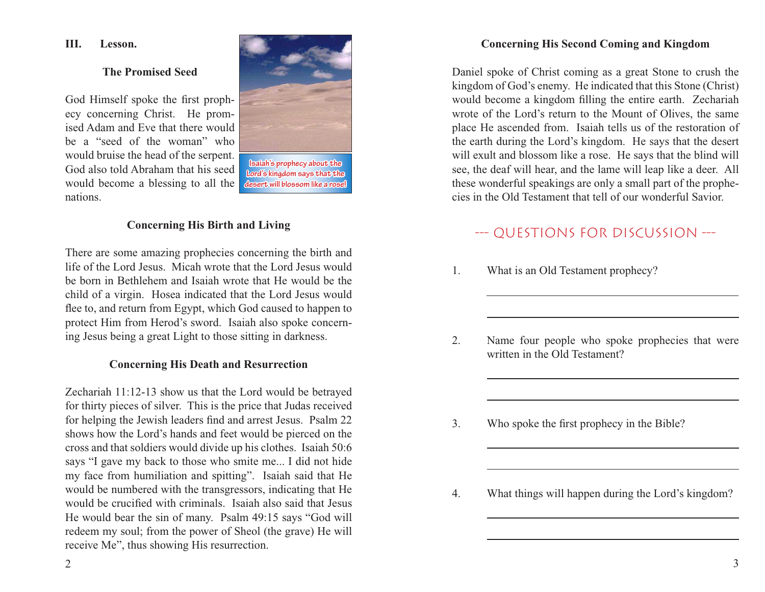## III. Lesson.

### The Promised Seed

God Himself spoke the first prophecy concerning Christ. He promised Adam and Eve that there would be a "seed of the woman" who would bruise the head of the serpent. God also told Abraham that his seed would become a blessing to all the nations.

Isaiah's prophecy about the Lord's kingdom says that the desert will blossom like a rose!

### Concerning His Birth and Living

There are some amazing prophecies concerning the birth and life of the Lord Jesus. Micah wrote that the Lord Jesus would be born in Bethlehem and Isaiah wrote that He would be the child of a virgin. Hosea indicated that the Lord Jesus would flee to, and return from Egypt, which God caused to happen to protect Him from Herod's sword. Isaiah also spoke concerning Jesus being a great Light to those sitting in darkness.

### Concerning His Death and Resurrection

Zechariah 11:12-13 show us that the Lord would be betrayed for thirty pieces of silver. This is the price that Judas received for helping the Jewish leaders find and arrest Jesus. Psalm 22 shows how the Lord's hands and feet would be pierced on the cross and that soldiers would divide up his clothes. Isaiah 50:6 says "I gave my back to those who smite me... I did not hide my face from humiliation and spitting". Isaiah said that He would be numbered with the transgressors, indicating that He would be crucified with criminals. Isaiah also said that Jesus He would bear the sin of many. Psalm 49:15 says "God will redeem my soul; from the power of Sheol (the grave) He will receive Me", thus showing His resurrection.

### Concerning His Second Coming and Kingdom

Daniel spoke of Christ coming as a great Stone to crush the kingdom of God's enemy. He indicated that this Stone (Christ) would become a kingdom filling the entire earth. Zechariah wrote of the Lord's return to the Mount of Olives, the same place He ascended from. Isaiah tells us of the restoration of the earth during the Lord's kingdom. He says that the desert will exult and blossom like a rose. He says that the blind will see, the deaf will hear, and the lame will leap like a deer. All these wonderful speakings are only a small part of the prophecies in the Old Testament that tell of our wonderful Savior.

## --- QUESTIONS FOR DISCUSSION ---

1. What is an Old Testament prophecy?

   ______________________________

   ______________________________

2. Name four people who spoke prophecies that were written in the Old Testament?

   ______________________________

   ______________________________

3. Who spoke the first prophecy in the Bible?

   ______________________________

   ______________________________

4. What things will happen during the Lord's kingdom?

   ______________________________

   ______________________________